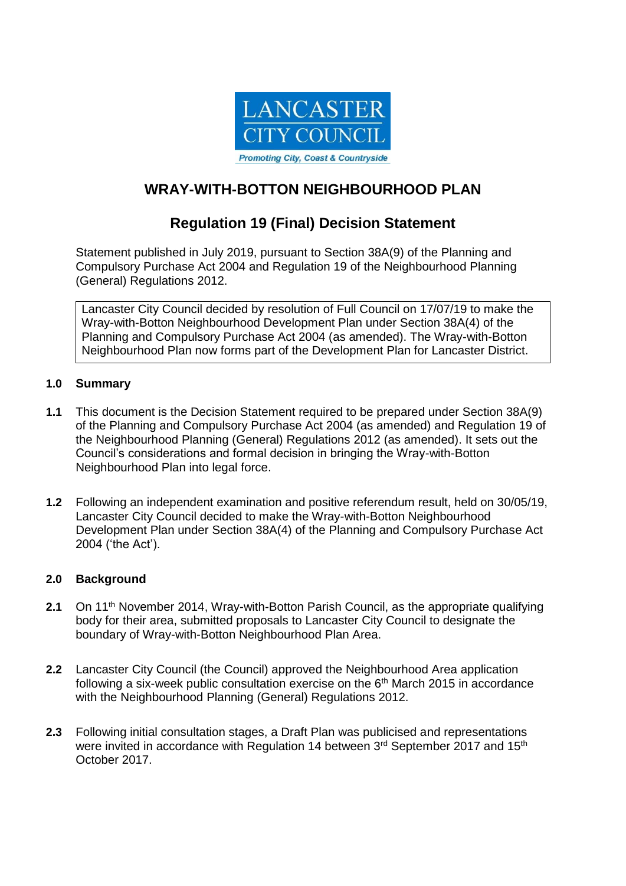LANCASTER CITY COUNCIL

*Promoting City, Coast & Countryside*

# WRAY-WITH-BOTTON NEIGHBOURHOOD PLAN

## Regulation 19 (Final) Decision Statement

Statement published in July 2019, pursuant to Section 38A(9) of the Planning and Compulsory Purchase Act 2004 and Regulation 19 of the Neighbourhood Planning (General) Regulations 2012.

> Lancaster City Council decided by resolution of Full Council on 17/07/19 to make the Wray-with-Botton Neighbourhood Development Plan under Section 38A(4) of the Planning and Compulsory Purchase Act 2004 (as amended). The Wray-with-Botton Neighbourhood Plan now forms part of the Development Plan for Lancaster District.

### 1.0 Summary

**1.1** This document is the Decision Statement required to be prepared under Section 38A(9) of the Planning and Compulsory Purchase Act 2004 (as amended) and Regulation 19 of the Neighbourhood Planning (General) Regulations 2012 (as amended). It sets out the Council's considerations and formal decision in bringing the Wray-with-Botton Neighbourhood Plan into legal force.

**1.2** Following an independent examination and positive referendum result, held on 30/05/19, Lancaster City Council decided to make the Wray-with-Botton Neighbourhood Development Plan under Section 38A(4) of the Planning and Compulsory Purchase Act 2004 ('the Act').

### 2.0 Background

**2.1** On 11th November 2014, Wray-with-Botton Parish Council, as the appropriate qualifying body for their area, submitted proposals to Lancaster City Council to designate the boundary of Wray-with-Botton Neighbourhood Plan Area.

**2.2** Lancaster City Council (the Council) approved the Neighbourhood Area application following a six-week public consultation exercise on the 6th March 2015 in accordance with the Neighbourhood Planning (General) Regulations 2012.

**2.3** Following initial consultation stages, a Draft Plan was publicised and representations were invited in accordance with Regulation 14 between 3rd September 2017 and 15th October 2017.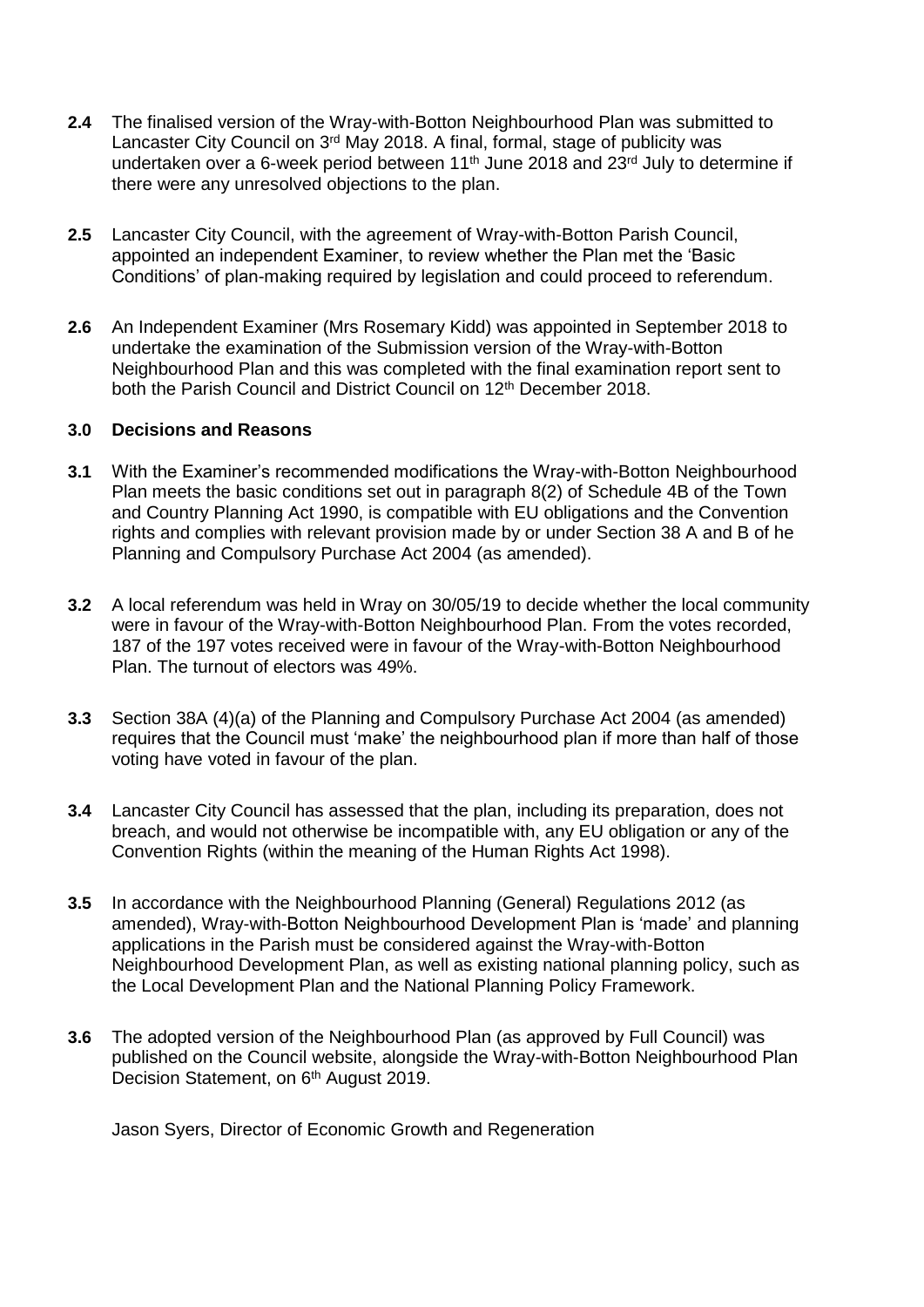**2.4** The finalised version of the Wray-with-Botton Neighbourhood Plan was submitted to Lancaster City Council on 3rd May 2018. A final, formal, stage of publicity was undertaken over a 6-week period between 11th June 2018 and 23rd July to determine if there were any unresolved objections to the plan.

**2.5** Lancaster City Council, with the agreement of Wray-with-Botton Parish Council, appointed an independent Examiner, to review whether the Plan met the 'Basic Conditions' of plan-making required by legislation and could proceed to referendum.

**2.6** An Independent Examiner (Mrs Rosemary Kidd) was appointed in September 2018 to undertake the examination of the Submission version of the Wray-with-Botton Neighbourhood Plan and this was completed with the final examination report sent to both the Parish Council and District Council on 12th December 2018.

## 3.0 Decisions and Reasons

**3.1** With the Examiner's recommended modifications the Wray-with-Botton Neighbourhood Plan meets the basic conditions set out in paragraph 8(2) of Schedule 4B of the Town and Country Planning Act 1990, is compatible with EU obligations and the Convention rights and complies with relevant provision made by or under Section 38 A and B of he Planning and Compulsory Purchase Act 2004 (as amended).

**3.2** A local referendum was held in Wray on 30/05/19 to decide whether the local community were in favour of the Wray-with-Botton Neighbourhood Plan. From the votes recorded, 187 of the 197 votes received were in favour of the Wray-with-Botton Neighbourhood Plan. The turnout of electors was 49%.

**3.3** Section 38A (4)(a) of the Planning and Compulsory Purchase Act 2004 (as amended) requires that the Council must 'make' the neighbourhood plan if more than half of those voting have voted in favour of the plan.

**3.4** Lancaster City Council has assessed that the plan, including its preparation, does not breach, and would not otherwise be incompatible with, any EU obligation or any of the Convention Rights (within the meaning of the Human Rights Act 1998).

**3.5** In accordance with the Neighbourhood Planning (General) Regulations 2012 (as amended), Wray-with-Botton Neighbourhood Development Plan is 'made' and planning applications in the Parish must be considered against the Wray-with-Botton Neighbourhood Development Plan, as well as existing national planning policy, such as the Local Development Plan and the National Planning Policy Framework.

**3.6** The adopted version of the Neighbourhood Plan (as approved by Full Council) was published on the Council website, alongside the Wray-with-Botton Neighbourhood Plan Decision Statement, on 6th August 2019.

Jason Syers, Director of Economic Growth and Regeneration